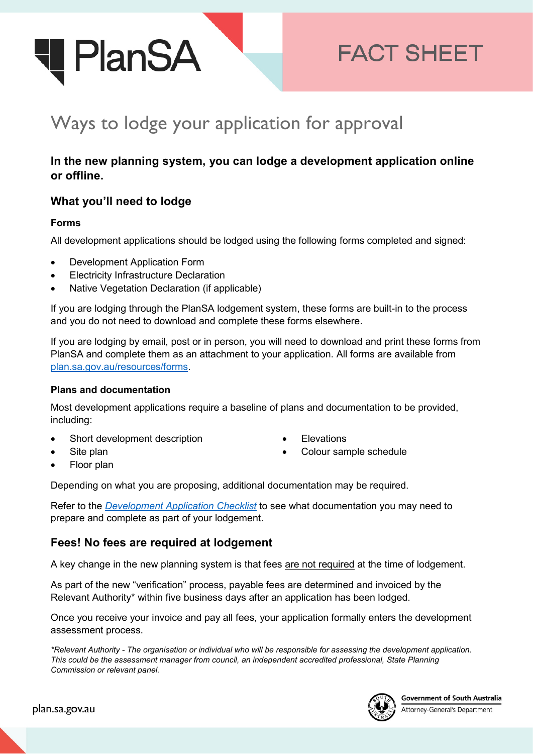PlanSA

FACT SHEET

# Ways to lodge your application for approval

**In the new planning system, you can lodge a development application online or offline.**

## What you'll need to lodge

### Forms

All development applications should be lodged using the following forms completed and signed:

- Development Application Form
- Electricity Infrastructure Declaration
- Native Vegetation Declaration (if applicable)

If you are lodging through the PlanSA lodgement system, these forms are built-in to the process and you do not need to download and complete these forms elsewhere.

If you are lodging by email, post or in person, you will need to download and print these forms from PlanSA and complete them as an attachment to your application. All forms are available from plan.sa.gov.au/resources/forms.

### Plans and documentation

Most development applications require a baseline of plans and documentation to be provided, including:

- Short development description
- Site plan
- Floor plan
- Elevations
- Colour sample schedule

Depending on what you are proposing, additional documentation may be required.

Refer to the *Development Application Checklist* to see what documentation you may need to prepare and complete as part of your lodgement.

## Fees! No fees are required at lodgement

A key change in the new planning system is that fees are not required at the time of lodgement.

As part of the new "verification" process, payable fees are determined and invoiced by the Relevant Authority* within five business days after an application has been lodged.

Once you receive your invoice and pay all fees, your application formally enters the development assessment process.

*\*Relevant Authority - The organisation or individual who will be responsible for assessing the development application. This could be the assessment manager from council, an independent accredited professional, State Planning Commission or relevant panel.*

plan.sa.gov.au

Government of South Australia
Attorney-General's Department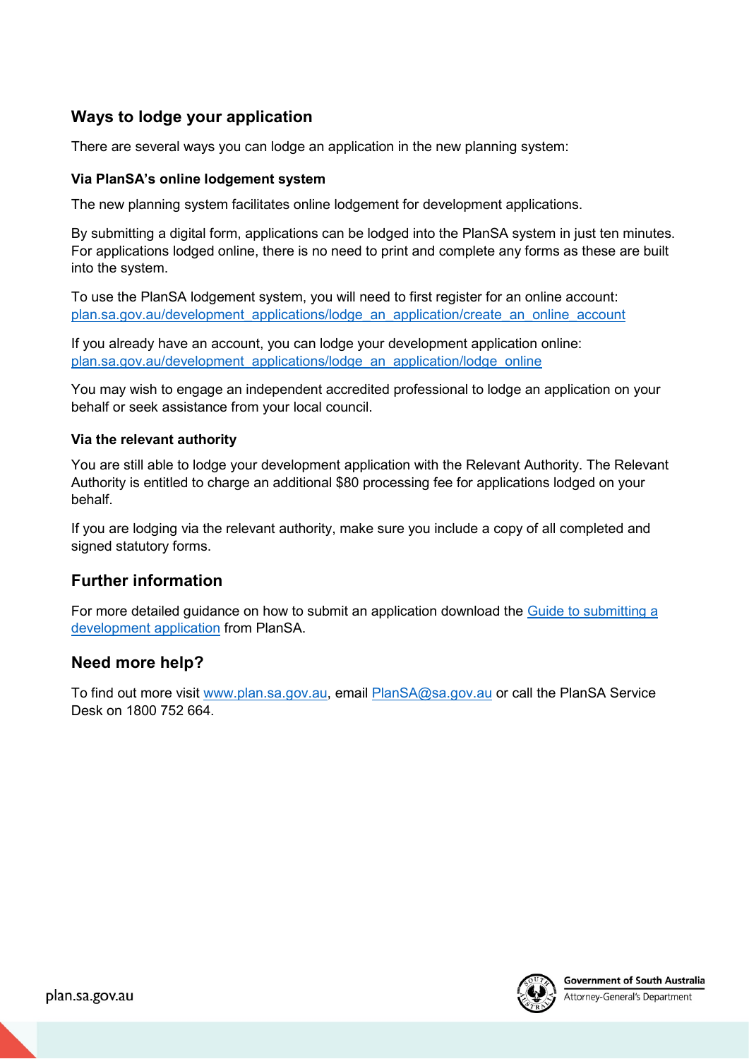## Ways to lodge your application

There are several ways you can lodge an application in the new planning system:

### Via PlanSA's online lodgement system

The new planning system facilitates online lodgement for development applications.

By submitting a digital form, applications can be lodged into the PlanSA system in just ten minutes. For applications lodged online, there is no need to print and complete any forms as these are built into the system.

To use the PlanSA lodgement system, you will need to first register for an online account: plan.sa.gov.au/development_applications/lodge_an_application/create_an_online_account

If you already have an account, you can lodge your development application online: plan.sa.gov.au/development_applications/lodge_an_application/lodge_online

You may wish to engage an independent accredited professional to lodge an application on your behalf or seek assistance from your local council.

### Via the relevant authority

You are still able to lodge your development application with the Relevant Authority. The Relevant Authority is entitled to charge an additional $80 processing fee for applications lodged on your behalf.

If you are lodging via the relevant authority, make sure you include a copy of all completed and signed statutory forms.

## Further information

For more detailed guidance on how to submit an application download the Guide to submitting a development application from PlanSA.

## Need more help?

To find out more visit www.plan.sa.gov.au, email PlanSA@sa.gov.au or call the PlanSA Service Desk on 1800 752 664.